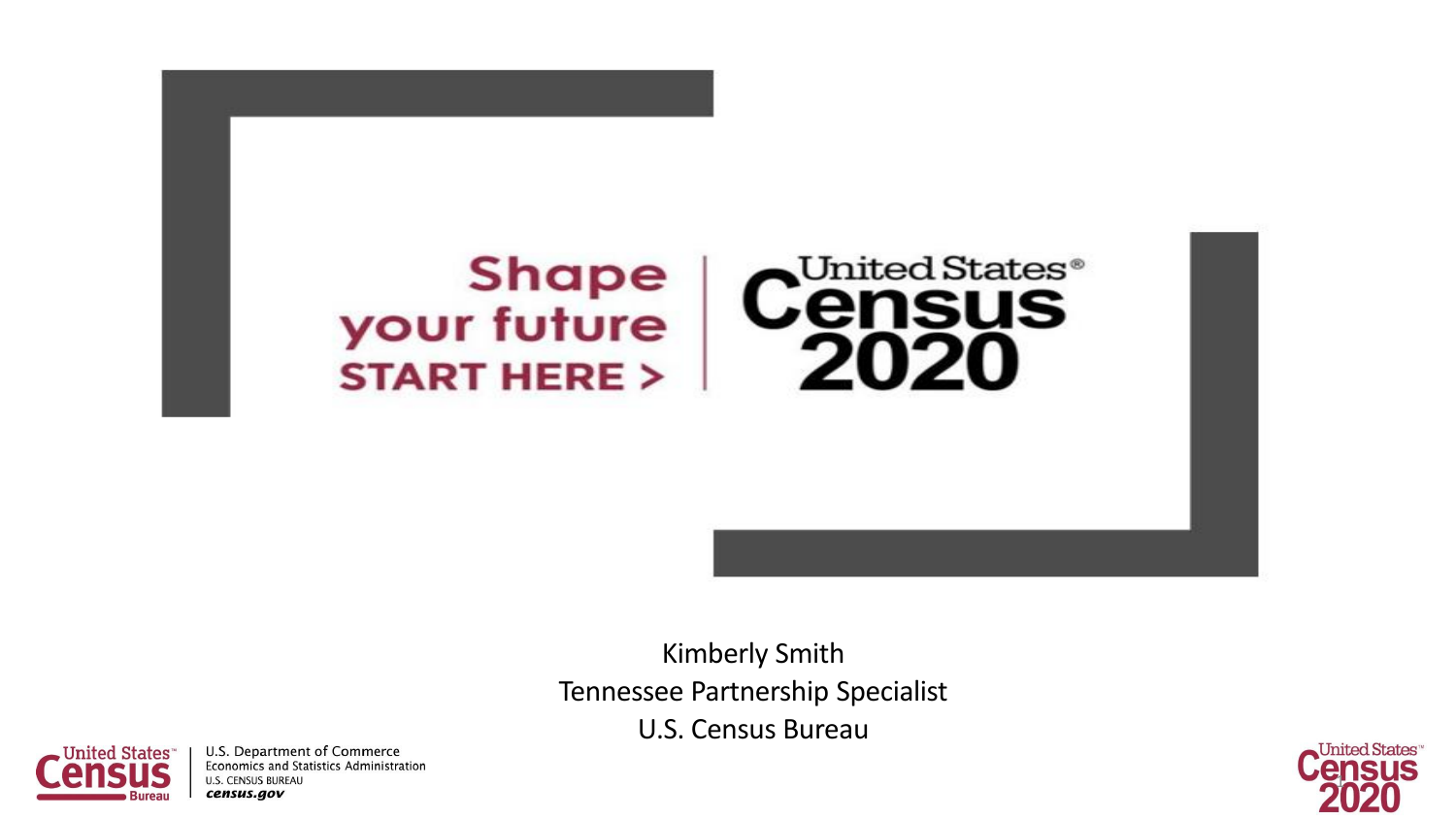# Shape your future START HERE > | United States Census 2020

Kimberly Smith
Tennessee Partnership Specialist
U.S. Census Bureau

United States Census Bureau | U.S. Department of Commerce
Economics and Statistics Administration
U.S. CENSUS BUREAU
census.gov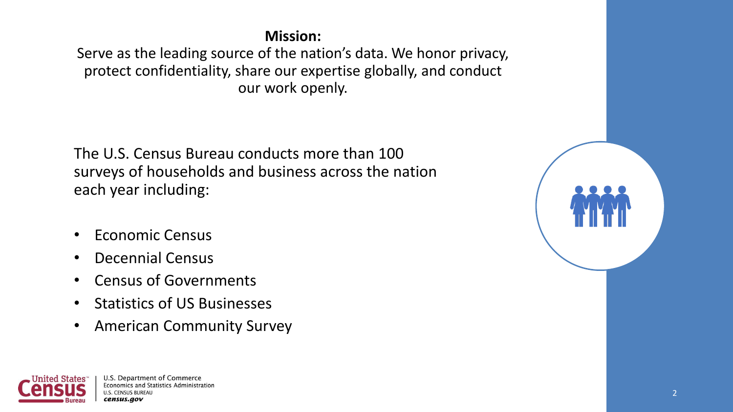**Mission:**

Serve as the leading source of the nation's data. We honor privacy, protect confidentiality, share our expertise globally, and conduct our work openly.

The U.S. Census Bureau conducts more than 100 surveys of households and business across the nation each year including:

- Economic Census
- Decennial Census
- Census of Governments
- Statistics of US Businesses
- American Community Survey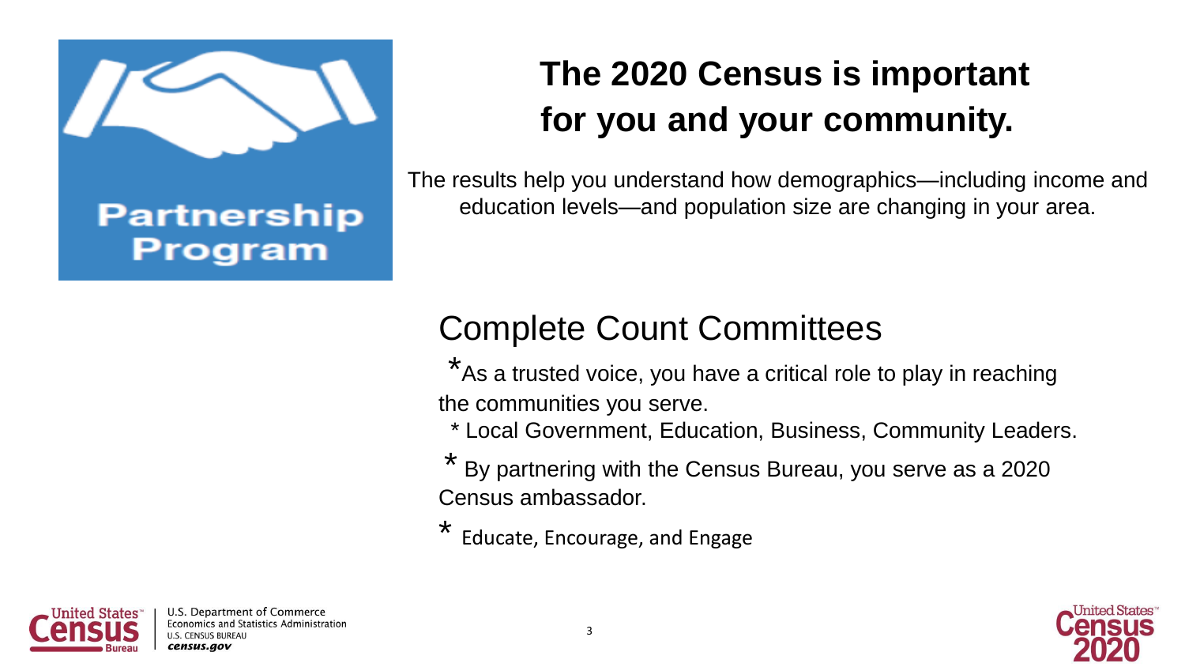Partnership Program

# The 2020 Census is important for you and your community.

The results help you understand how demographics—including income and education levels—and population size are changing in your area.

## Complete Count Committees

*As a trusted voice, you have a critical role to play in reaching the communities you serve.

* Local Government, Education, Business, Community Leaders.

* By partnering with the Census Bureau, you serve as a 2020 Census ambassador.

* Educate, Encourage, and Engage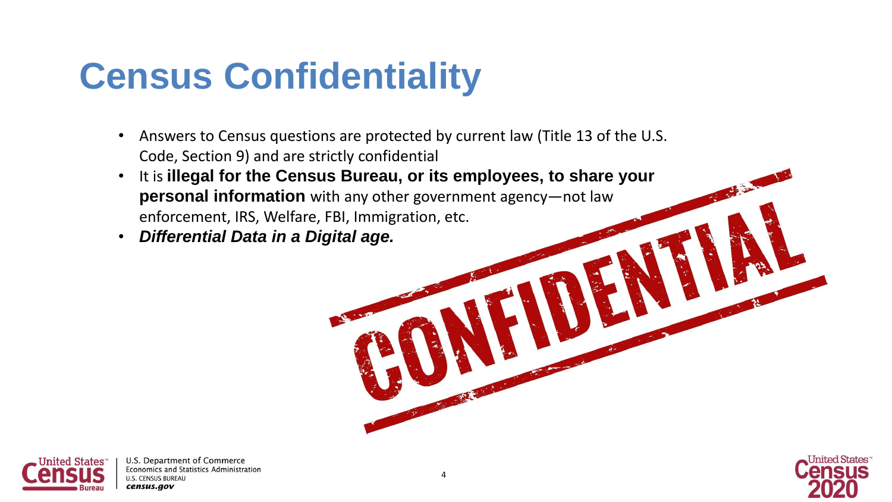# Census Confidentiality

- Answers to Census questions are protected by current law (Title 13 of the U.S. Code, Section 9) and are strictly confidential
- It is **illegal for the Census Bureau, or its employees, to share your personal information** with any other government agency—not law enforcement, IRS, Welfare, FBI, Immigration, etc.
- ***Differential Data in a Digital age.***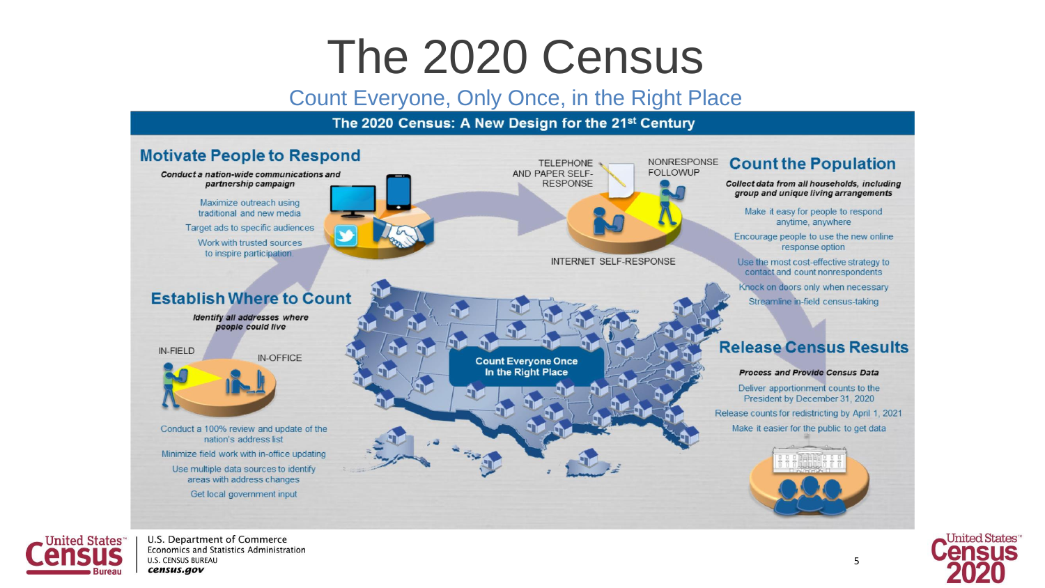# The 2020 Census

Count Everyone, Only Once, in the Right Place

**The 2020 Census: A New Design for the 21st Century**

## Motivate People to Respond

***Conduct a nation-wide communications and partnership campaign***

- Maximize outreach using traditional and new media
- Target ads to specific audiences
- Work with trusted sources to inspire participation

TELEPHONE AND PAPER SELF-RESPONSE

NONRESPONSE FOLLOWUP

INTERNET SELF-RESPONSE

## Count the Population

***Collect data from all households, including group and unique living arrangements***

- Make it easy for people to respond anytime, anywhere
- Encourage people to use the new online response option
- Use the most cost-effective strategy to contact and count nonrespondents
- Knock on doors only when necessary
- Streamline in-field census-taking

## Establish Where to Count

***Identify all addresses where people could live***

IN-FIELD

IN-OFFICE

- Conduct a 100% review and update of the nation's address list
- Minimize field work with in-office updating
- Use multiple data sources to identify areas with address changes
- Get local government input

**Count Everyone Once In the Right Place**

## Release Census Results

***Process and Provide Census Data***

- Deliver apportionment counts to the President by December 31, 2020
- Release counts for redistricting by April 1, 2021
- Make it easier for the public to get data

U.S. Department of Commerce
Economics and Statistics Administration
U.S. CENSUS BUREAU
*census.gov*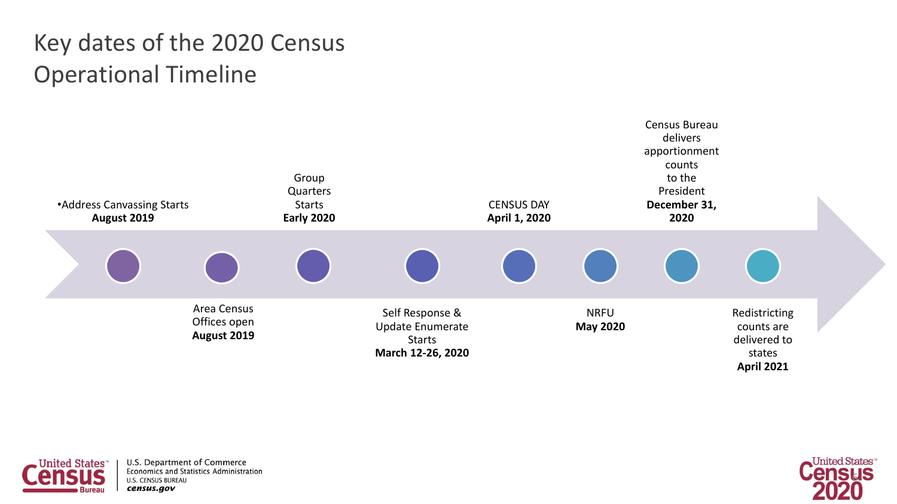# Key dates of the 2020 Census Operational Timeline

- Address Canvassing Starts **August 2019**
- Area Census Offices open **August 2019**
- Group Quarters Starts **Early 2020**
- Self Response & Update Enumerate Starts **March 12-26, 2020**
- CENSUS DAY **April 1, 2020**
- NRFU **May 2020**
- Census Bureau delivers apportionment counts to the President **December 31, 2020**
- Redistricting counts are delivered to states **April 2021**

U.S. Department of Commerce
Economics and Statistics Administration
U.S. CENSUS BUREAU
*census.gov*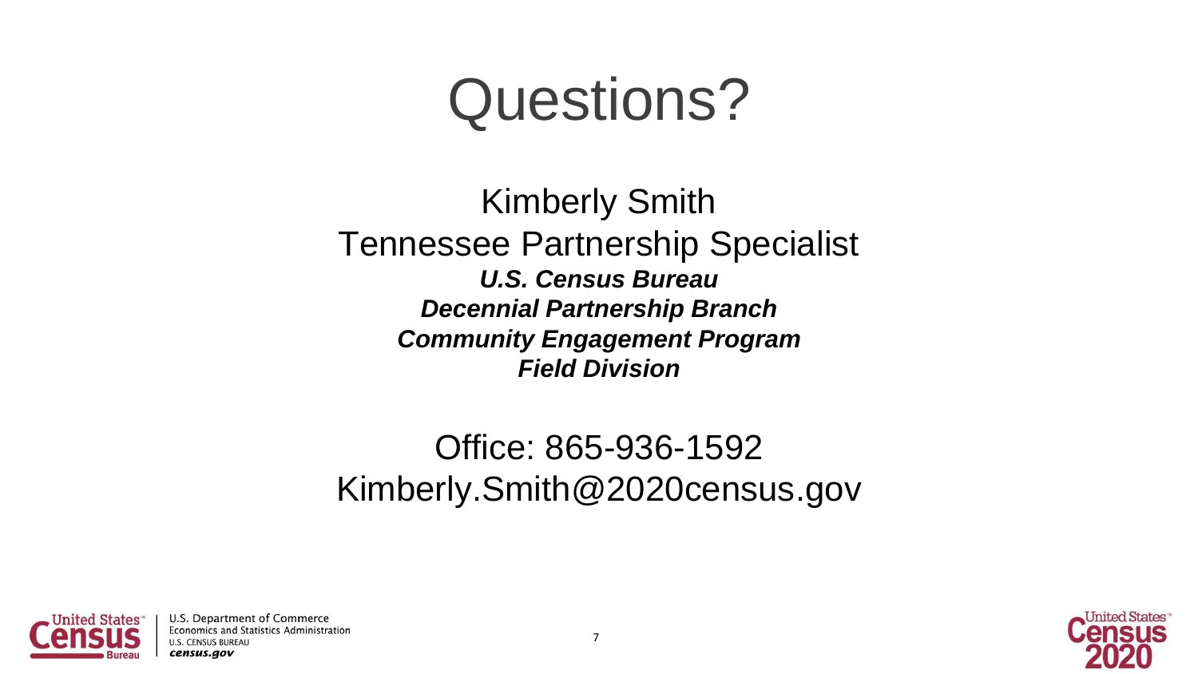# Questions?

Kimberly Smith
Tennessee Partnership Specialist
***U.S. Census Bureau***
***Decennial Partnership Branch***
***Community Engagement Program***
***Field Division***

Office: 865-936-1592
Kimberly.Smith@2020census.gov